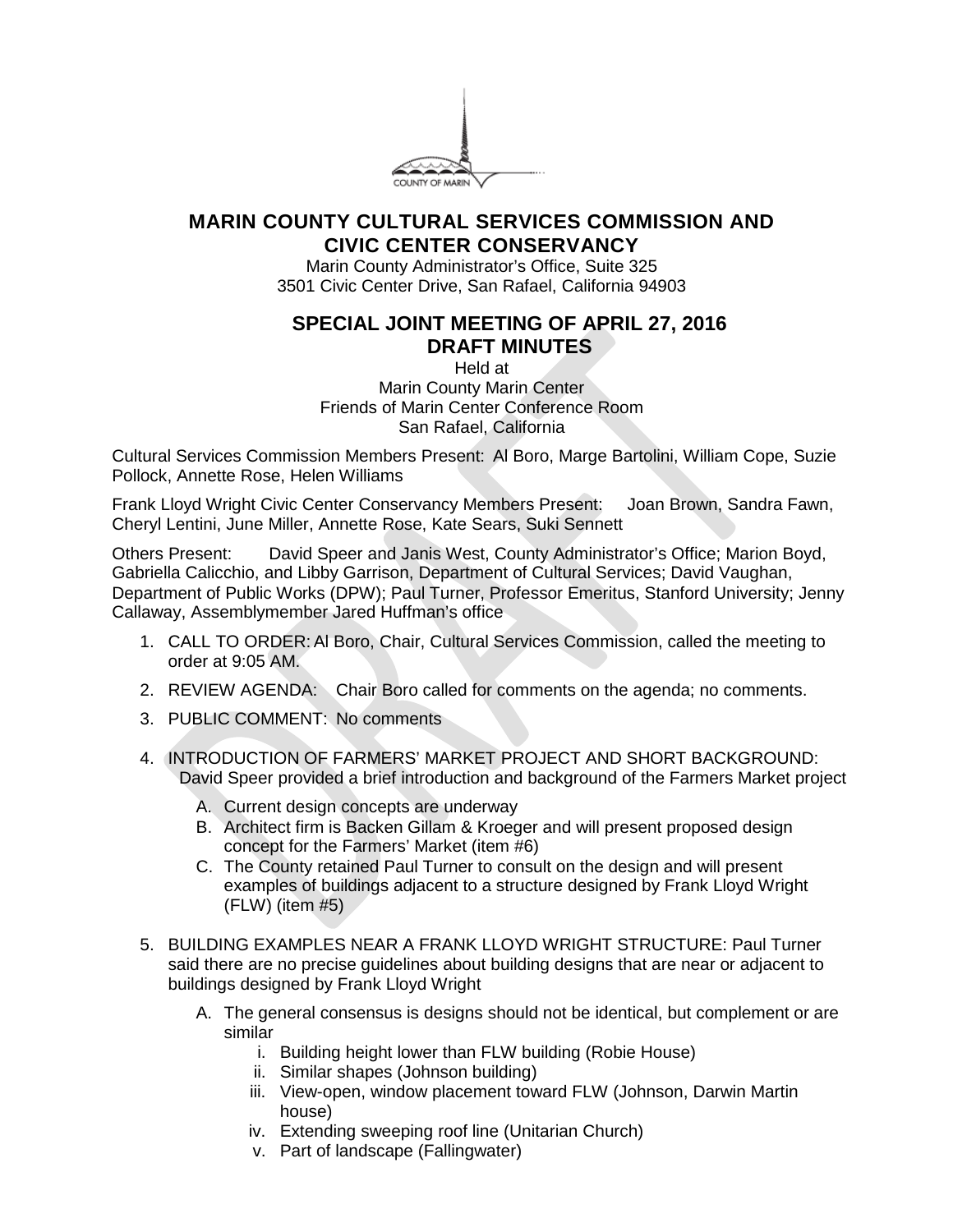COUNTY OF MARIN

# MARIN COUNTY CULTURAL SERVICES COMMISSION AND CIVIC CENTER CONSERVANCY

Marin County Administrator's Office, Suite 325
3501 Civic Center Drive, San Rafael, California 94903

## SPECIAL JOINT MEETING OF APRIL 27, 2016
## DRAFT MINUTES

Held at
Marin County Marin Center
Friends of Marin Center Conference Room
San Rafael, California

Cultural Services Commission Members Present: Al Boro, Marge Bartolini, William Cope, Suzie Pollock, Annette Rose, Helen Williams

Frank Lloyd Wright Civic Center Conservancy Members Present: Joan Brown, Sandra Fawn, Cheryl Lentini, June Miller, Annette Rose, Kate Sears, Suki Sennett

Others Present: David Speer and Janis West, County Administrator's Office; Marion Boyd, Gabriella Calicchio, and Libby Garrison, Department of Cultural Services; David Vaughan, Department of Public Works (DPW); Paul Turner, Professor Emeritus, Stanford University; Jenny Callaway, Assemblymember Jared Huffman's office

1. CALL TO ORDER: Al Boro, Chair, Cultural Services Commission, called the meeting to order at 9:05 AM.
2. REVIEW AGENDA: Chair Boro called for comments on the agenda; no comments.
3. PUBLIC COMMENT: No comments
4. INTRODUCTION OF FARMERS' MARKET PROJECT AND SHORT BACKGROUND: David Speer provided a brief introduction and background of the Farmers Market project
   A. Current design concepts are underway
   B. Architect firm is Backen Gillam & Kroeger and will present proposed design concept for the Farmers' Market (item #6)
   C. The County retained Paul Turner to consult on the design and will present examples of buildings adjacent to a structure designed by Frank Lloyd Wright (FLW) (item #5)
5. BUILDING EXAMPLES NEAR A FRANK LLOYD WRIGHT STRUCTURE: Paul Turner said there are no precise guidelines about building designs that are near or adjacent to buildings designed by Frank Lloyd Wright
   A. The general consensus is designs should not be identical, but complement or are similar
      i. Building height lower than FLW building (Robie House)
      ii. Similar shapes (Johnson building)
      iii. View-open, window placement toward FLW (Johnson, Darwin Martin house)
      iv. Extending sweeping roof line (Unitarian Church)
      v. Part of landscape (Fallingwater)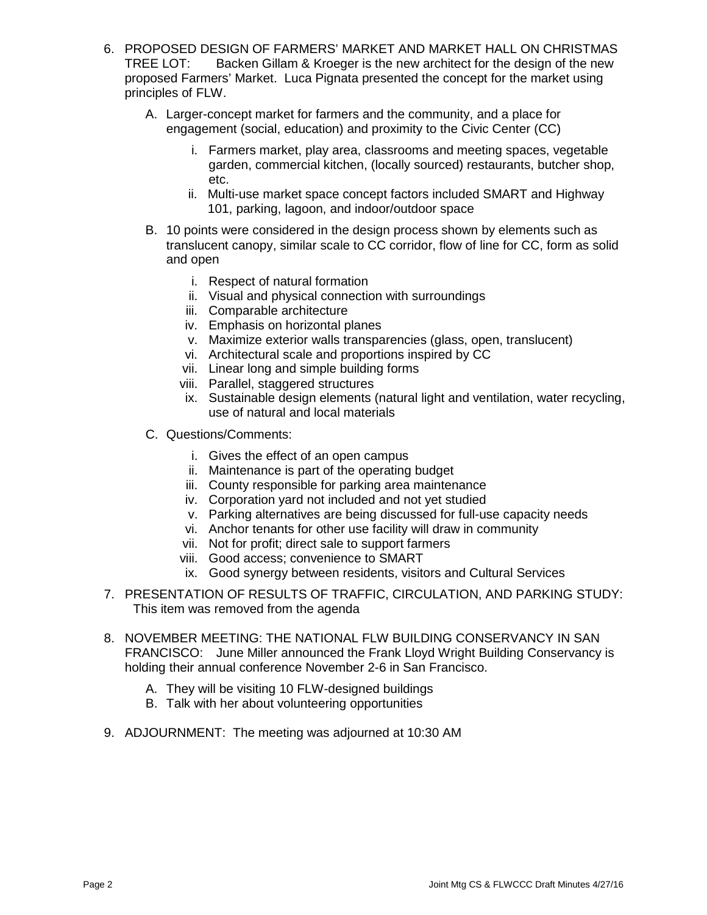6. PROPOSED DESIGN OF FARMERS' MARKET AND MARKET HALL ON CHRISTMAS TREE LOT: Backen Gillam & Kroeger is the new architect for the design of the new proposed Farmers' Market. Luca Pignata presented the concept for the market using principles of FLW.

   A. Larger-concept market for farmers and the community, and a place for engagement (social, education) and proximity to the Civic Center (CC)

      i. Farmers market, play area, classrooms and meeting spaces, vegetable garden, commercial kitchen, (locally sourced) restaurants, butcher shop, etc.
      ii. Multi-use market space concept factors included SMART and Highway 101, parking, lagoon, and indoor/outdoor space

   B. 10 points were considered in the design process shown by elements such as translucent canopy, similar scale to CC corridor, flow of line for CC, form as solid and open

      i. Respect of natural formation
      ii. Visual and physical connection with surroundings
      iii. Comparable architecture
      iv. Emphasis on horizontal planes
      v. Maximize exterior walls transparencies (glass, open, translucent)
      vi. Architectural scale and proportions inspired by CC
      vii. Linear long and simple building forms
      viii. Parallel, staggered structures
      ix. Sustainable design elements (natural light and ventilation, water recycling, use of natural and local materials

   C. Questions/Comments:

      i. Gives the effect of an open campus
      ii. Maintenance is part of the operating budget
      iii. County responsible for parking area maintenance
      iv. Corporation yard not included and not yet studied
      v. Parking alternatives are being discussed for full-use capacity needs
      vi. Anchor tenants for other use facility will draw in community
      vii. Not for profit; direct sale to support farmers
      viii. Good access; convenience to SMART
      ix. Good synergy between residents, visitors and Cultural Services

7. PRESENTATION OF RESULTS OF TRAFFIC, CIRCULATION, AND PARKING STUDY: This item was removed from the agenda

8. NOVEMBER MEETING: THE NATIONAL FLW BUILDING CONSERVANCY IN SAN FRANCISCO: June Miller announced the Frank Lloyd Wright Building Conservancy is holding their annual conference November 2-6 in San Francisco.

   A. They will be visiting 10 FLW-designed buildings
   B. Talk with her about volunteering opportunities

9. ADJOURNMENT: The meeting was adjourned at 10:30 AM